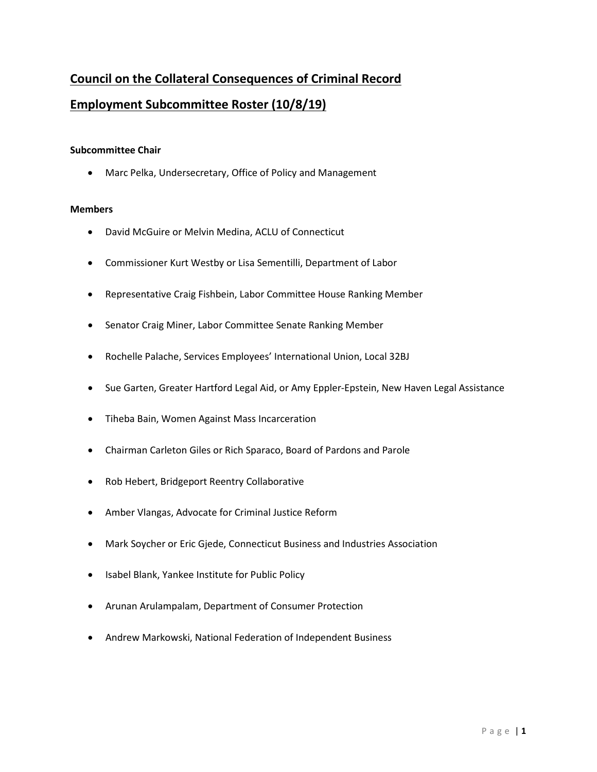# Council on the Collateral Consequences of Criminal Record

# Employment Subcommittee Roster (10/8/19)

**Subcommittee Chair**

- Marc Pelka, Undersecretary, Office of Policy and Management

**Members**

- David McGuire or Melvin Medina, ACLU of Connecticut
- Commissioner Kurt Westby or Lisa Sementilli, Department of Labor
- Representative Craig Fishbein, Labor Committee House Ranking Member
- Senator Craig Miner, Labor Committee Senate Ranking Member
- Rochelle Palache, Services Employees' International Union, Local 32BJ
- Sue Garten, Greater Hartford Legal Aid, or Amy Eppler-Epstein, New Haven Legal Assistance
- Tiheba Bain, Women Against Mass Incarceration
- Chairman Carleton Giles or Rich Sparaco, Board of Pardons and Parole
- Rob Hebert, Bridgeport Reentry Collaborative
- Amber Vlangas, Advocate for Criminal Justice Reform
- Mark Soycher or Eric Gjede, Connecticut Business and Industries Association
- Isabel Blank, Yankee Institute for Public Policy
- Arunan Arulampalam, Department of Consumer Protection
- Andrew Markowski, National Federation of Independent Business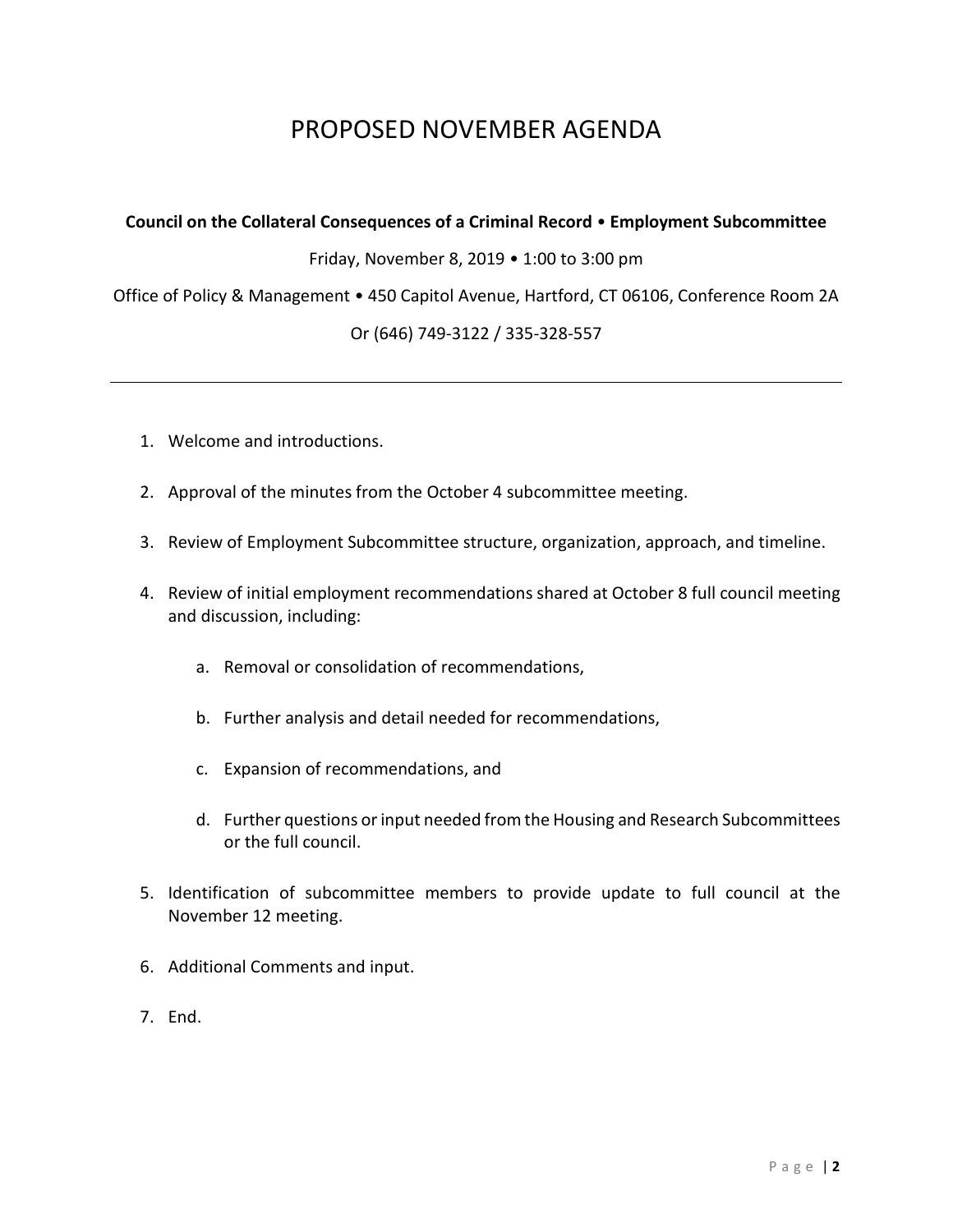# PROPOSED NOVEMBER AGENDA

**Council on the Collateral Consequences of a Criminal Record** • **Employment Subcommittee**

Friday, November 8, 2019 • 1:00 to 3:00 pm

Office of Policy & Management • 450 Capitol Avenue, Hartford, CT 06106, Conference Room 2A

Or (646) 749-3122 / 335-328-557

---

1. Welcome and introductions.
2. Approval of the minutes from the October 4 subcommittee meeting.
3. Review of Employment Subcommittee structure, organization, approach, and timeline.
4. Review of initial employment recommendations shared at October 8 full council meeting and discussion, including:
    a. Removal or consolidation of recommendations,
    b. Further analysis and detail needed for recommendations,
    c. Expansion of recommendations, and
    d. Further questions or input needed from the Housing and Research Subcommittees or the full council.
5. Identification of subcommittee members to provide update to full council at the November 12 meeting.
6. Additional Comments and input.
7. End.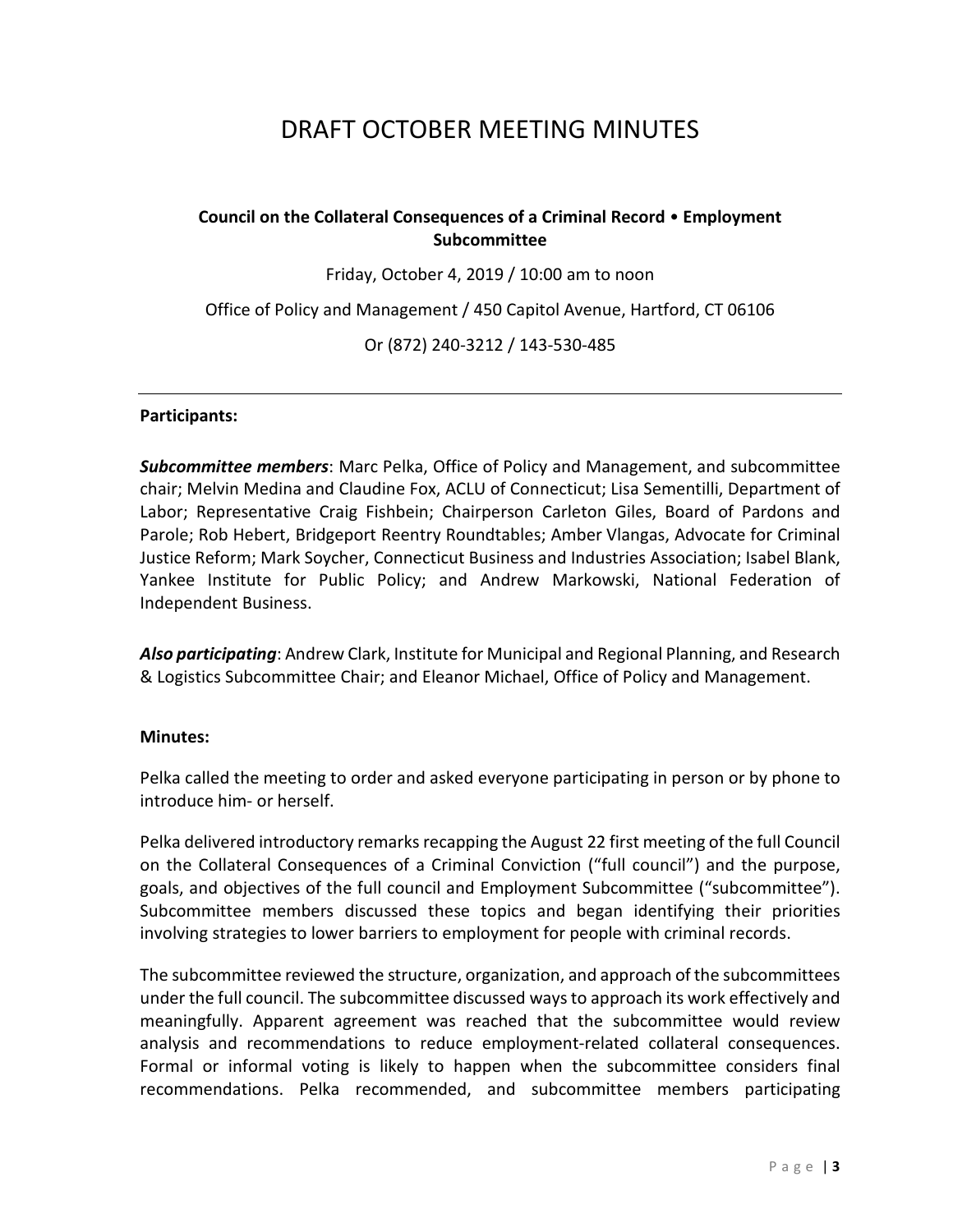# DRAFT OCTOBER MEETING MINUTES

**Council on the Collateral Consequences of a Criminal Record • Employment Subcommittee**

Friday, October 4, 2019 / 10:00 am to noon

Office of Policy and Management / 450 Capitol Avenue, Hartford, CT 06106

Or (872) 240-3212 / 143-530-485

---

**Participants:**

***Subcommittee members***: Marc Pelka, Office of Policy and Management, and subcommittee chair; Melvin Medina and Claudine Fox, ACLU of Connecticut; Lisa Sementilli, Department of Labor; Representative Craig Fishbein; Chairperson Carleton Giles, Board of Pardons and Parole; Rob Hebert, Bridgeport Reentry Roundtables; Amber Vlangas, Advocate for Criminal Justice Reform; Mark Soycher, Connecticut Business and Industries Association; Isabel Blank, Yankee Institute for Public Policy; and Andrew Markowski, National Federation of Independent Business.

***Also participating***: Andrew Clark, Institute for Municipal and Regional Planning, and Research & Logistics Subcommittee Chair; and Eleanor Michael, Office of Policy and Management.

**Minutes:**

Pelka called the meeting to order and asked everyone participating in person or by phone to introduce him- or herself.

Pelka delivered introductory remarks recapping the August 22 first meeting of the full Council on the Collateral Consequences of a Criminal Conviction ("full council") and the purpose, goals, and objectives of the full council and Employment Subcommittee ("subcommittee"). Subcommittee members discussed these topics and began identifying their priorities involving strategies to lower barriers to employment for people with criminal records.

The subcommittee reviewed the structure, organization, and approach of the subcommittees under the full council. The subcommittee discussed ways to approach its work effectively and meaningfully. Apparent agreement was reached that the subcommittee would review analysis and recommendations to reduce employment-related collateral consequences. Formal or informal voting is likely to happen when the subcommittee considers final recommendations. Pelka recommended, and subcommittee members participating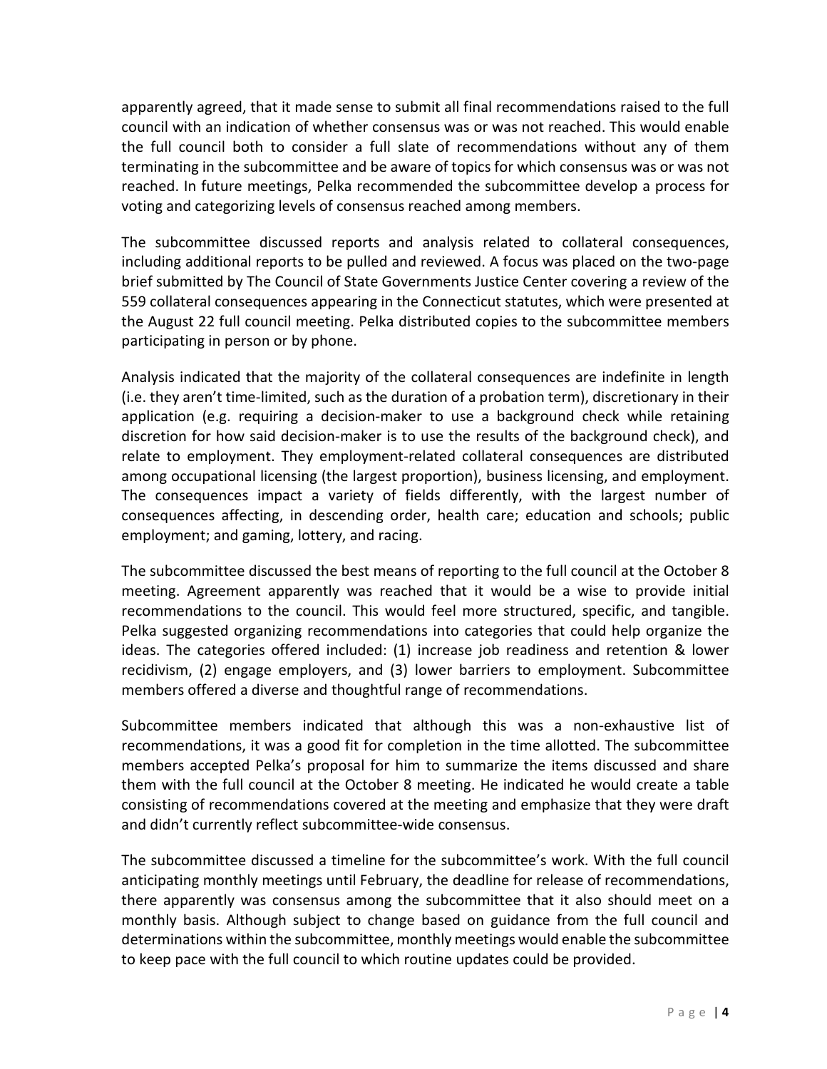apparently agreed, that it made sense to submit all final recommendations raised to the full council with an indication of whether consensus was or was not reached. This would enable the full council both to consider a full slate of recommendations without any of them terminating in the subcommittee and be aware of topics for which consensus was or was not reached. In future meetings, Pelka recommended the subcommittee develop a process for voting and categorizing levels of consensus reached among members.

The subcommittee discussed reports and analysis related to collateral consequences, including additional reports to be pulled and reviewed. A focus was placed on the two-page brief submitted by The Council of State Governments Justice Center covering a review of the 559 collateral consequences appearing in the Connecticut statutes, which were presented at the August 22 full council meeting. Pelka distributed copies to the subcommittee members participating in person or by phone.

Analysis indicated that the majority of the collateral consequences are indefinite in length (i.e. they aren't time-limited, such as the duration of a probation term), discretionary in their application (e.g. requiring a decision-maker to use a background check while retaining discretion for how said decision-maker is to use the results of the background check), and relate to employment. They employment-related collateral consequences are distributed among occupational licensing (the largest proportion), business licensing, and employment. The consequences impact a variety of fields differently, with the largest number of consequences affecting, in descending order, health care; education and schools; public employment; and gaming, lottery, and racing.

The subcommittee discussed the best means of reporting to the full council at the October 8 meeting. Agreement apparently was reached that it would be a wise to provide initial recommendations to the council. This would feel more structured, specific, and tangible. Pelka suggested organizing recommendations into categories that could help organize the ideas. The categories offered included: (1) increase job readiness and retention & lower recidivism, (2) engage employers, and (3) lower barriers to employment. Subcommittee members offered a diverse and thoughtful range of recommendations.

Subcommittee members indicated that although this was a non-exhaustive list of recommendations, it was a good fit for completion in the time allotted. The subcommittee members accepted Pelka's proposal for him to summarize the items discussed and share them with the full council at the October 8 meeting. He indicated he would create a table consisting of recommendations covered at the meeting and emphasize that they were draft and didn't currently reflect subcommittee-wide consensus.

The subcommittee discussed a timeline for the subcommittee's work. With the full council anticipating monthly meetings until February, the deadline for release of recommendations, there apparently was consensus among the subcommittee that it also should meet on a monthly basis. Although subject to change based on guidance from the full council and determinations within the subcommittee, monthly meetings would enable the subcommittee to keep pace with the full council to which routine updates could be provided.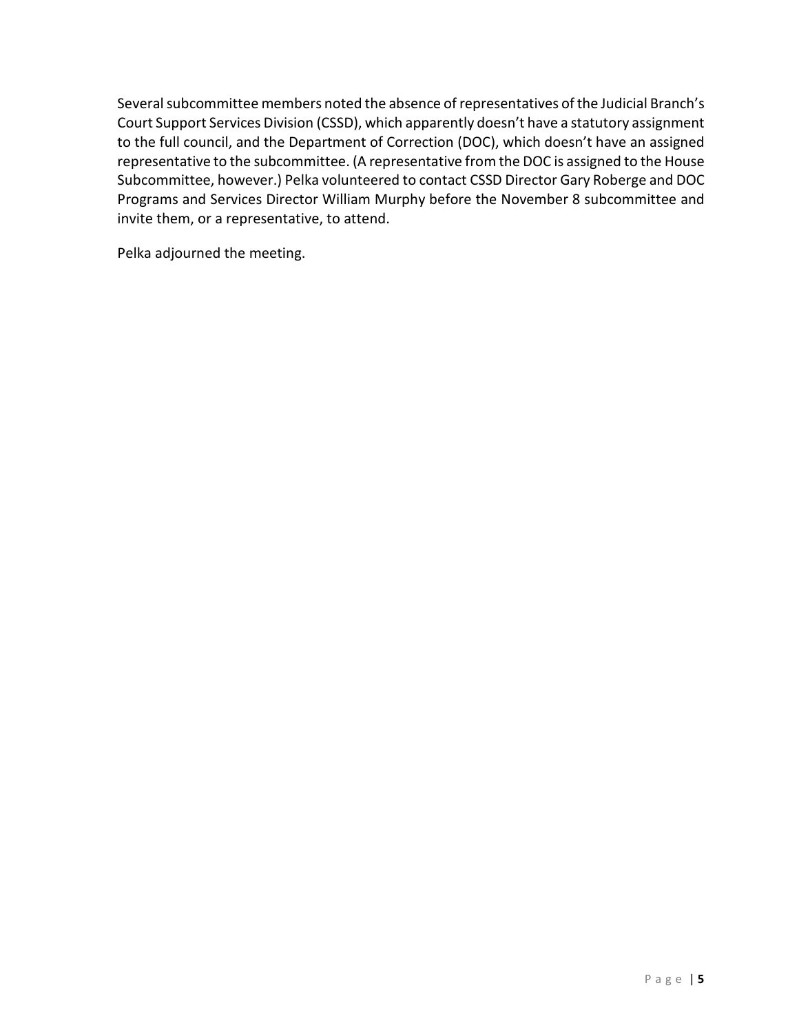Several subcommittee members noted the absence of representatives of the Judicial Branch's Court Support Services Division (CSSD), which apparently doesn't have a statutory assignment to the full council, and the Department of Correction (DOC), which doesn't have an assigned representative to the subcommittee. (A representative from the DOC is assigned to the House Subcommittee, however.) Pelka volunteered to contact CSSD Director Gary Roberge and DOC Programs and Services Director William Murphy before the November 8 subcommittee and invite them, or a representative, to attend.

Pelka adjourned the meeting.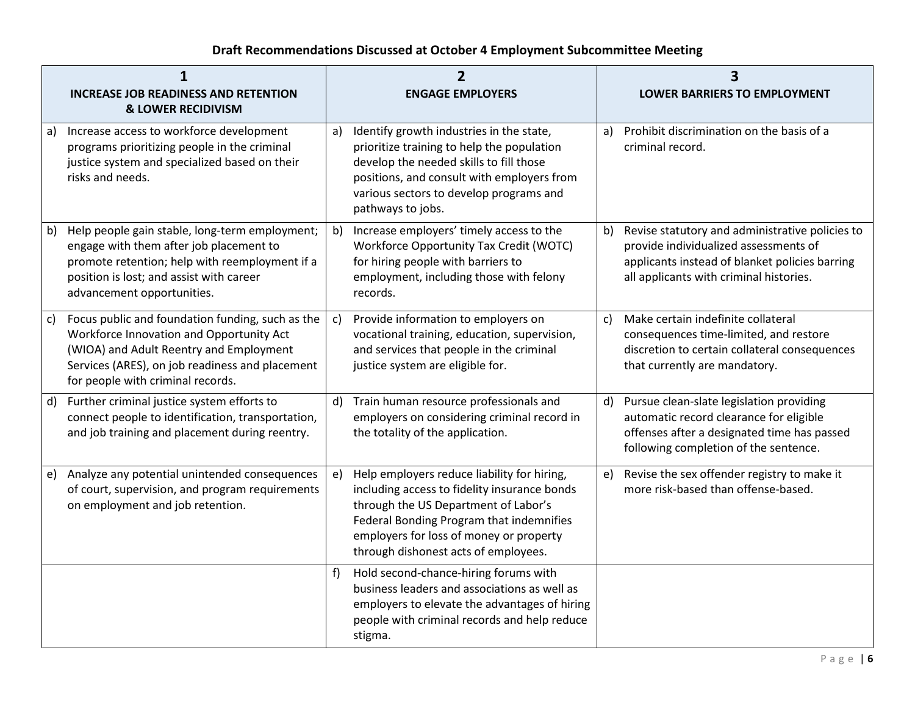**Draft Recommendations Discussed at October 4 Employment Subcommittee Meeting**

| 1<br>INCREASE JOB READINESS AND RETENTION & LOWER RECIDIVISM | 2<br>ENGAGE EMPLOYERS | 3<br>LOWER BARRIERS TO EMPLOYMENT |
|---|---|---|
| a) Increase access to workforce development programs prioritizing people in the criminal justice system and specialized based on their risks and needs. | a) Identify growth industries in the state, prioritize training to help the population develop the needed skills to fill those positions, and consult with employers from various sectors to develop programs and pathways to jobs. | a) Prohibit discrimination on the basis of a criminal record. |
| b) Help people gain stable, long-term employment; engage with them after job placement to promote retention; help with reemployment if a position is lost; and assist with career advancement opportunities. | b) Increase employers' timely access to the Workforce Opportunity Tax Credit (WOTC) for hiring people with barriers to employment, including those with felony records. | b) Revise statutory and administrative policies to provide individualized assessments of applicants instead of blanket policies barring all applicants with criminal histories. |
| c) Focus public and foundation funding, such as the Workforce Innovation and Opportunity Act (WIOA) and Adult Reentry and Employment Services (ARES), on job readiness and placement for people with criminal records. | c) Provide information to employers on vocational training, education, supervision, and services that people in the criminal justice system are eligible for. | c) Make certain indefinite collateral consequences time-limited, and restore discretion to certain collateral consequences that currently are mandatory. |
| d) Further criminal justice system efforts to connect people to identification, transportation, and job training and placement during reentry. | d) Train human resource professionals and employers on considering criminal record in the totality of the application. | d) Pursue clean-slate legislation providing automatic record clearance for eligible offenses after a designated time has passed following completion of the sentence. |
| e) Analyze any potential unintended consequences of court, supervision, and program requirements on employment and job retention. | e) Help employers reduce liability for hiring, including access to fidelity insurance bonds through the US Department of Labor's Federal Bonding Program that indemnifies employers for loss of money or property through dishonest acts of employees. | e) Revise the sex offender registry to make it more risk-based than offense-based. |
| | f) Hold second-chance-hiring forums with business leaders and associations as well as employers to elevate the advantages of hiring people with criminal records and help reduce stigma. | |